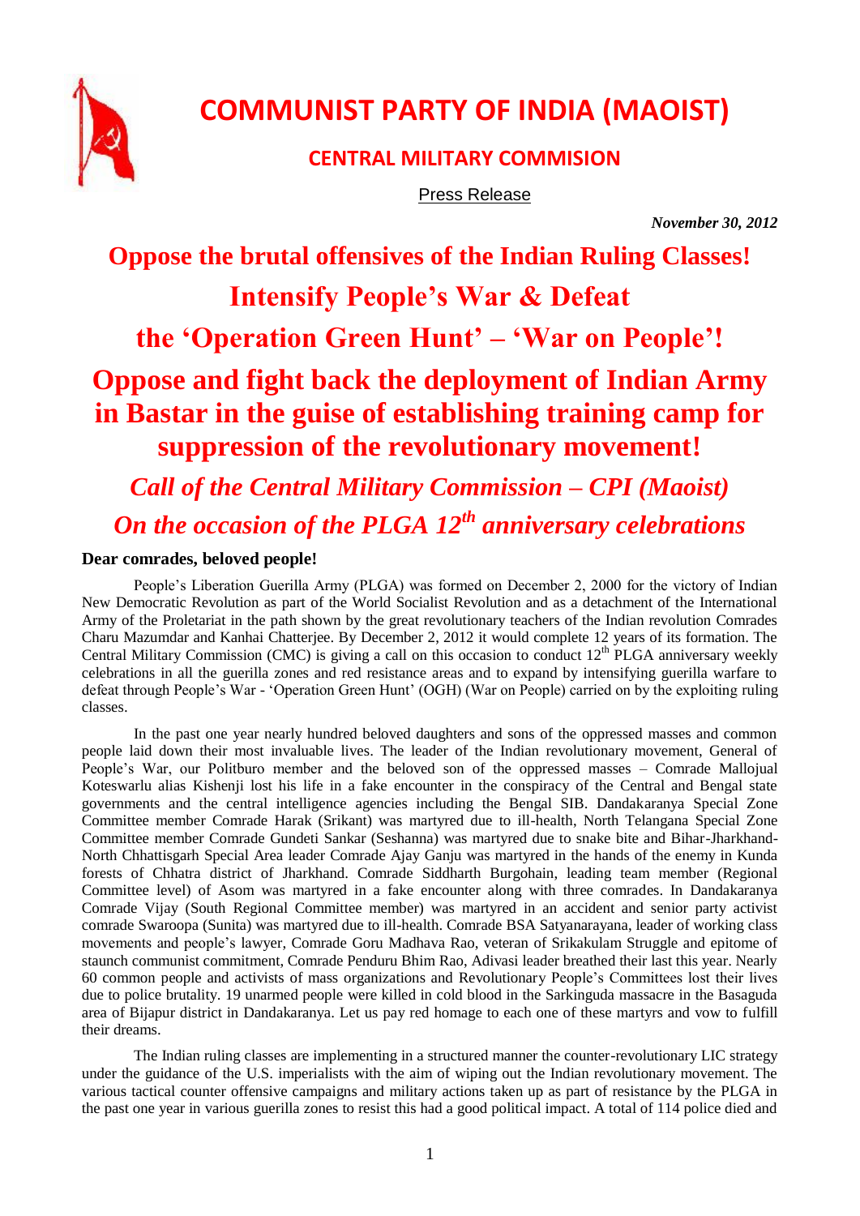# COMMUNIST PARTY OF INDIA (MAOIST)

## CENTRAL MILITARY COMMISION

Press Release

*November 30, 2012*

# Oppose the brutal offensives of the Indian Ruling Classes!

# Intensify People's War & Defeat the 'Operation Green Hunt' – 'War on People'!

# Oppose and fight back the deployment of Indian Army in Bastar in the guise of establishing training camp for suppression of the revolutionary movement!

## *Call of the Central Military Commission – CPI (Maoist)*

## *On the occasion of the PLGA 12th anniversary celebrations*

**Dear comrades, beloved people!**

People's Liberation Guerilla Army (PLGA) was formed on December 2, 2000 for the victory of Indian New Democratic Revolution as part of the World Socialist Revolution and as a detachment of the International Army of the Proletariat in the path shown by the great revolutionary teachers of the Indian revolution Comrades Charu Mazumdar and Kanhai Chatterjee. By December 2, 2012 it would complete 12 years of its formation. The Central Military Commission (CMC) is giving a call on this occasion to conduct 12th PLGA anniversary weekly celebrations in all the guerilla zones and red resistance areas and to expand by intensifying guerilla warfare to defeat through People's War - 'Operation Green Hunt' (OGH) (War on People) carried on by the exploiting ruling classes.

In the past one year nearly hundred beloved daughters and sons of the oppressed masses and common people laid down their most invaluable lives. The leader of the Indian revolutionary movement, General of People's War, our Politburo member and the beloved son of the oppressed masses – Comrade Mallojual Koteswarlu alias Kishenji lost his life in a fake encounter in the conspiracy of the Central and Bengal state governments and the central intelligence agencies including the Bengal SIB. Dandakaranya Special Zone Committee member Comrade Harak (Srikant) was martyred due to ill-health, North Telangana Special Zone Committee member Comrade Gundeti Sankar (Seshanna) was martyred due to snake bite and Bihar-Jharkhand-North Chhattisgarh Special Area leader Comrade Ajay Ganju was martyred in the hands of the enemy in Kunda forests of Chhatra district of Jharkhand. Comrade Siddharth Burgohain, leading team member (Regional Committee level) of Asom was martyred in a fake encounter along with three comrades. In Dandakaranya Comrade Vijay (South Regional Committee member) was martyred in an accident and senior party activist comrade Swaroopa (Sunita) was martyred due to ill-health. Comrade BSA Satyanarayana, leader of working class movements and people's lawyer, Comrade Goru Madhava Rao, veteran of Srikakulam Struggle and epitome of staunch communist commitment, Comrade Penduru Bhim Rao, Adivasi leader breathed their last this year. Nearly 60 common people and activists of mass organizations and Revolutionary People's Committees lost their lives due to police brutality. 19 unarmed people were killed in cold blood in the Sarkinguda massacre in the Basaguda area of Bijapur district in Dandakaranya. Let us pay red homage to each one of these martyrs and vow to fulfill their dreams.

The Indian ruling classes are implementing in a structured manner the counter-revolutionary LIC strategy under the guidance of the U.S. imperialists with the aim of wiping out the Indian revolutionary movement. The various tactical counter offensive campaigns and military actions taken up as part of resistance by the PLGA in the past one year in various guerilla zones to resist this had a good political impact. A total of 114 police died and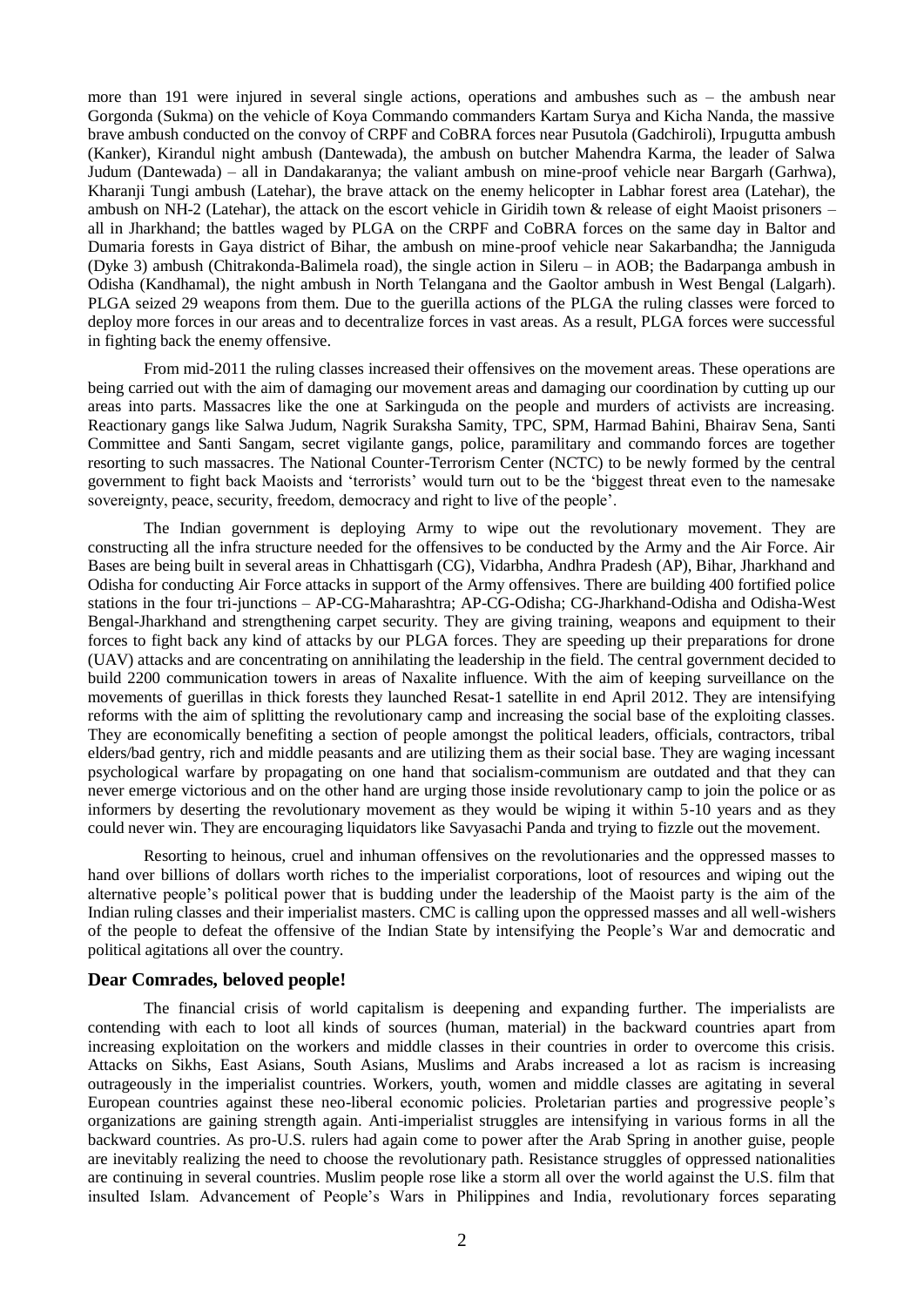more than 191 were injured in several single actions, operations and ambushes such as – the ambush near Gorgonda (Sukma) on the vehicle of Koya Commando commanders Kartam Surya and Kicha Nanda, the massive brave ambush conducted on the convoy of CRPF and CoBRA forces near Pusutola (Gadchiroli), Irpugutta ambush (Kanker), Kirandul night ambush (Dantewada), the ambush on butcher Mahendra Karma, the leader of Salwa Judum (Dantewada) – all in Dandakaranya; the valiant ambush on mine-proof vehicle near Bargarh (Garhwa), Kharanji Tungi ambush (Latehar), the brave attack on the enemy helicopter in Labhar forest area (Latehar), the ambush on NH-2 (Latehar), the attack on the escort vehicle in Giridih town & release of eight Maoist prisoners – all in Jharkhand; the battles waged by PLGA on the CRPF and CoBRA forces on the same day in Baltor and Dumaria forests in Gaya district of Bihar, the ambush on mine-proof vehicle near Sakarbandha; the Janniguda (Dyke 3) ambush (Chitrakonda-Balimela road), the single action in Sileru – in AOB; the Badarpanga ambush in Odisha (Kandhamal), the night ambush in North Telangana and the Gaoltor ambush in West Bengal (Lalgarh). PLGA seized 29 weapons from them. Due to the guerilla actions of the PLGA the ruling classes were forced to deploy more forces in our areas and to decentralize forces in vast areas. As a result, PLGA forces were successful in fighting back the enemy offensive.

From mid-2011 the ruling classes increased their offensives on the movement areas. These operations are being carried out with the aim of damaging our movement areas and damaging our coordination by cutting up our areas into parts. Massacres like the one at Sarkinguda on the people and murders of activists are increasing. Reactionary gangs like Salwa Judum, Nagrik Suraksha Samity, TPC, SPM, Harmad Bahini, Bhairav Sena, Santi Committee and Santi Sangam, secret vigilante gangs, police, paramilitary and commando forces are together resorting to such massacres. The National Counter-Terrorism Center (NCTC) to be newly formed by the central government to fight back Maoists and 'terrorists' would turn out to be the 'biggest threat even to the namesake sovereignty, peace, security, freedom, democracy and right to live of the people'.

The Indian government is deploying Army to wipe out the revolutionary movement. They are constructing all the infra structure needed for the offensives to be conducted by the Army and the Air Force. Air Bases are being built in several areas in Chhattisgarh (CG), Vidarbha, Andhra Pradesh (AP), Bihar, Jharkhand and Odisha for conducting Air Force attacks in support of the Army offensives. There are building 400 fortified police stations in the four tri-junctions – AP-CG-Maharashtra; AP-CG-Odisha; CG-Jharkhand-Odisha and Odisha-West Bengal-Jharkhand and strengthening carpet security. They are giving training, weapons and equipment to their forces to fight back any kind of attacks by our PLGA forces. They are speeding up their preparations for drone (UAV) attacks and are concentrating on annihilating the leadership in the field. The central government decided to build 2200 communication towers in areas of Naxalite influence. With the aim of keeping surveillance on the movements of guerillas in thick forests they launched Resat-1 satellite in end April 2012. They are intensifying reforms with the aim of splitting the revolutionary camp and increasing the social base of the exploiting classes. They are economically benefiting a section of people amongst the political leaders, officials, contractors, tribal elders/bad gentry, rich and middle peasants and are utilizing them as their social base. They are waging incessant psychological warfare by propagating on one hand that socialism-communism are outdated and that they can never emerge victorious and on the other hand are urging those inside revolutionary camp to join the police or as informers by deserting the revolutionary movement as they would be wiping it within 5-10 years and as they could never win. They are encouraging liquidators like Savyasachi Panda and trying to fizzle out the movement.

Resorting to heinous, cruel and inhuman offensives on the revolutionaries and the oppressed masses to hand over billions of dollars worth riches to the imperialist corporations, loot of resources and wiping out the alternative people's political power that is budding under the leadership of the Maoist party is the aim of the Indian ruling classes and their imperialist masters. CMC is calling upon the oppressed masses and all well-wishers of the people to defeat the offensive of the Indian State by intensifying the People's War and democratic and political agitations all over the country.

### Dear Comrades, beloved people!

The financial crisis of world capitalism is deepening and expanding further. The imperialists are contending with each to loot all kinds of sources (human, material) in the backward countries apart from increasing exploitation on the workers and middle classes in their countries in order to overcome this crisis. Attacks on Sikhs, East Asians, South Asians, Muslims and Arabs increased a lot as racism is increasing outrageously in the imperialist countries. Workers, youth, women and middle classes are agitating in several European countries against these neo-liberal economic policies. Proletarian parties and progressive people's organizations are gaining strength again. Anti-imperialist struggles are intensifying in various forms in all the backward countries. As pro-U.S. rulers had again come to power after the Arab Spring in another guise, people are inevitably realizing the need to choose the revolutionary path. Resistance struggles of oppressed nationalities are continuing in several countries. Muslim people rose like a storm all over the world against the U.S. film that insulted Islam. Advancement of People's Wars in Philippines and India, revolutionary forces separating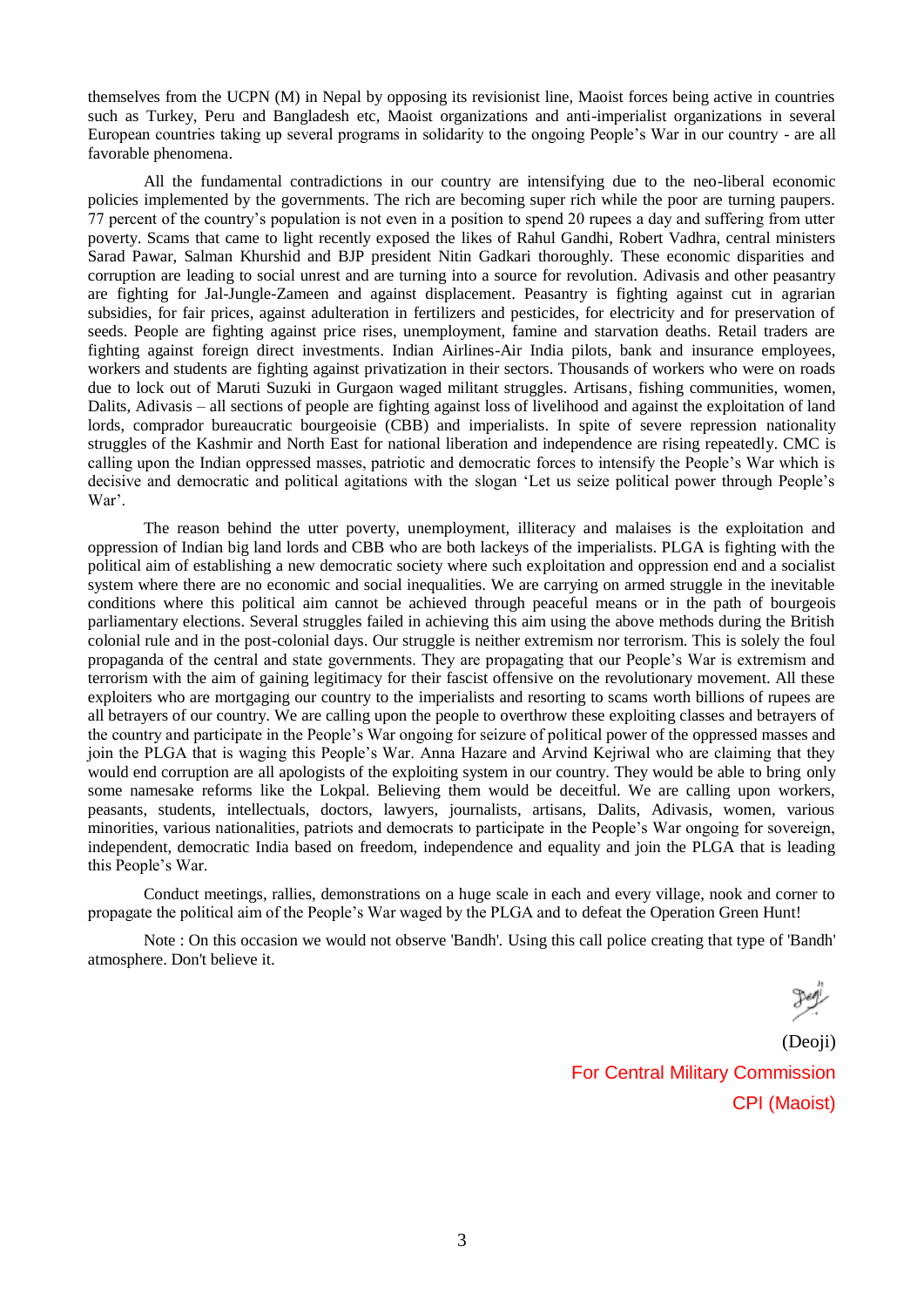themselves from the UCPN (M) in Nepal by opposing its revisionist line, Maoist forces being active in countries such as Turkey, Peru and Bangladesh etc, Maoist organizations and anti-imperialist organizations in several European countries taking up several programs in solidarity to the ongoing People's War in our country - are all favorable phenomena.

All the fundamental contradictions in our country are intensifying due to the neo-liberal economic policies implemented by the governments. The rich are becoming super rich while the poor are turning paupers. 77 percent of the country's population is not even in a position to spend 20 rupees a day and suffering from utter poverty. Scams that came to light recently exposed the likes of Rahul Gandhi, Robert Vadhra, central ministers Sarad Pawar, Salman Khurshid and BJP president Nitin Gadkari thoroughly. These economic disparities and corruption are leading to social unrest and are turning into a source for revolution. Adivasis and other peasantry are fighting for Jal-Jungle-Zameen and against displacement. Peasantry is fighting against cut in agrarian subsidies, for fair prices, against adulteration in fertilizers and pesticides, for electricity and for preservation of seeds. People are fighting against price rises, unemployment, famine and starvation deaths. Retail traders are fighting against foreign direct investments. Indian Airlines-Air India pilots, bank and insurance employees, workers and students are fighting against privatization in their sectors. Thousands of workers who were on roads due to lock out of Maruti Suzuki in Gurgaon waged militant struggles. Artisans, fishing communities, women, Dalits, Adivasis – all sections of people are fighting against loss of livelihood and against the exploitation of land lords, comprador bureaucratic bourgeoisie (CBB) and imperialists. In spite of severe repression nationality struggles of the Kashmir and North East for national liberation and independence are rising repeatedly. CMC is calling upon the Indian oppressed masses, patriotic and democratic forces to intensify the People's War which is decisive and democratic and political agitations with the slogan 'Let us seize political power through People's War'.

The reason behind the utter poverty, unemployment, illiteracy and malaises is the exploitation and oppression of Indian big land lords and CBB who are both lackeys of the imperialists. PLGA is fighting with the political aim of establishing a new democratic society where such exploitation and oppression end and a socialist system where there are no economic and social inequalities. We are carrying on armed struggle in the inevitable conditions where this political aim cannot be achieved through peaceful means or in the path of bourgeois parliamentary elections. Several struggles failed in achieving this aim using the above methods during the British colonial rule and in the post-colonial days. Our struggle is neither extremism nor terrorism. This is solely the foul propaganda of the central and state governments. They are propagating that our People's War is extremism and terrorism with the aim of gaining legitimacy for their fascist offensive on the revolutionary movement. All these exploiters who are mortgaging our country to the imperialists and resorting to scams worth billions of rupees are all betrayers of our country. We are calling upon the people to overthrow these exploiting classes and betrayers of the country and participate in the People's War ongoing for seizure of political power of the oppressed masses and join the PLGA that is waging this People's War. Anna Hazare and Arvind Kejriwal who are claiming that they would end corruption are all apologists of the exploiting system in our country. They would be able to bring only some namesake reforms like the Lokpal. Believing them would be deceitful. We are calling upon workers, peasants, students, intellectuals, doctors, lawyers, journalists, artisans, Dalits, Adivasis, women, various minorities, various nationalities, patriots and democrats to participate in the People's War ongoing for sovereign, independent, democratic India based on freedom, independence and equality and join the PLGA that is leading this People's War.

Conduct meetings, rallies, demonstrations on a huge scale in each and every village, nook and corner to propagate the political aim of the People's War waged by the PLGA and to defeat the Operation Green Hunt!

Note : On this occasion we would not observe 'Bandh'. Using this call police creating that type of 'Bandh' atmosphere. Don't believe it.

(Deoji)
For Central Military Commission
CPI (Maoist)